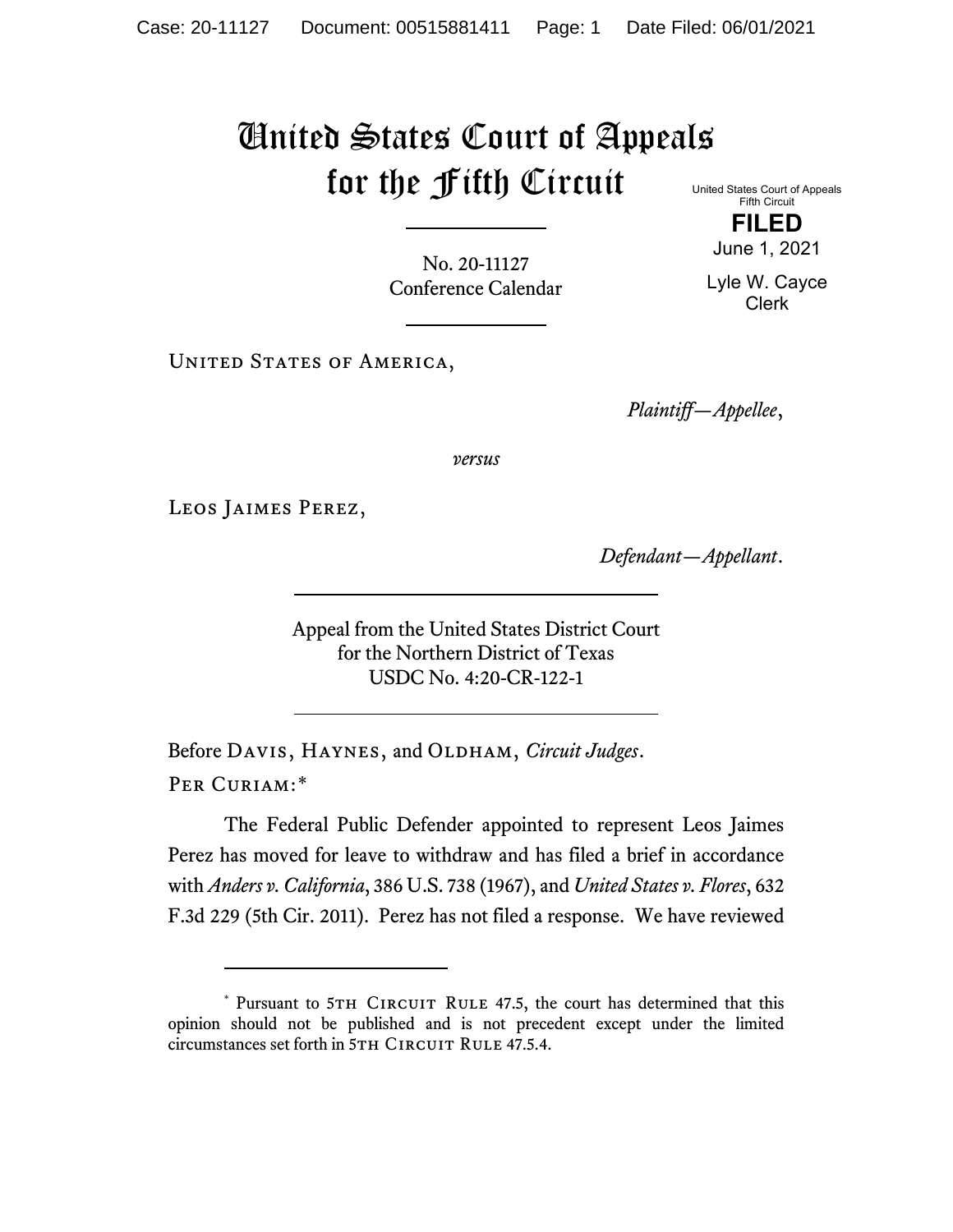# United States Court of Appeals for the Fifth Circuit

United States Court of Appeals
Fifth Circuit

**FILED**

June 1, 2021

Lyle W. Cayce
Clerk

No. 20-11127
Conference Calendar

United States of America,

*Plaintiff—Appellee*,

*versus*

Leos Jaimes Perez,

*Defendant—Appellant*.

Appeal from the United States District Court
for the Northern District of Texas
USDC No. 4:20-CR-122-1

Before Davis, Haynes, and Oldham, *Circuit Judges*.

Per Curiam:*

The Federal Public Defender appointed to represent Leos Jaimes Perez has moved for leave to withdraw and has filed a brief in accordance with *Anders v. California*, 386 U.S. 738 (1967), and *United States v. Flores*, 632 F.3d 229 (5th Cir. 2011). Perez has not filed a response. We have reviewed

---

* Pursuant to 5th Circuit Rule 47.5, the court has determined that this opinion should not be published and is not precedent except under the limited circumstances set forth in 5th Circuit Rule 47.5.4.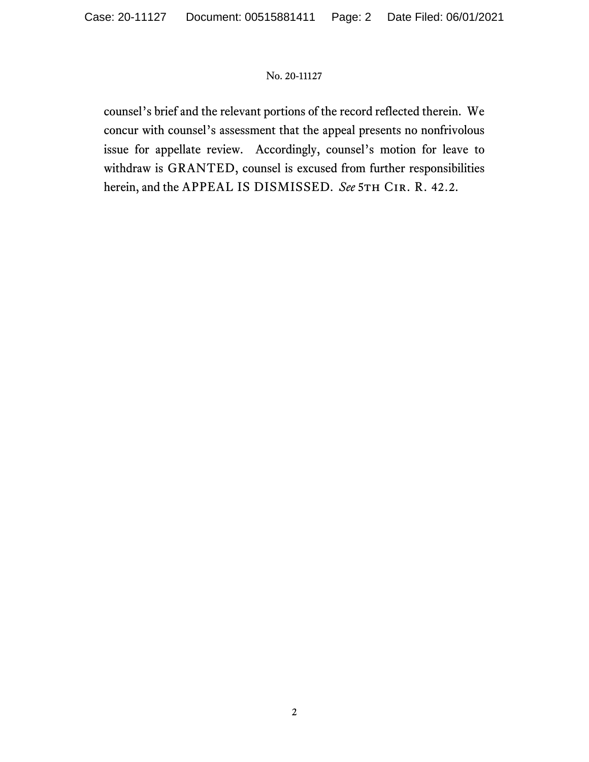counsel's brief and the relevant portions of the record reflected therein. We concur with counsel's assessment that the appeal presents no nonfrivolous issue for appellate review. Accordingly, counsel's motion for leave to withdraw is GRANTED, counsel is excused from further responsibilities herein, and the APPEAL IS DISMISSED. *See* 5TH CIR. R. 42.2.